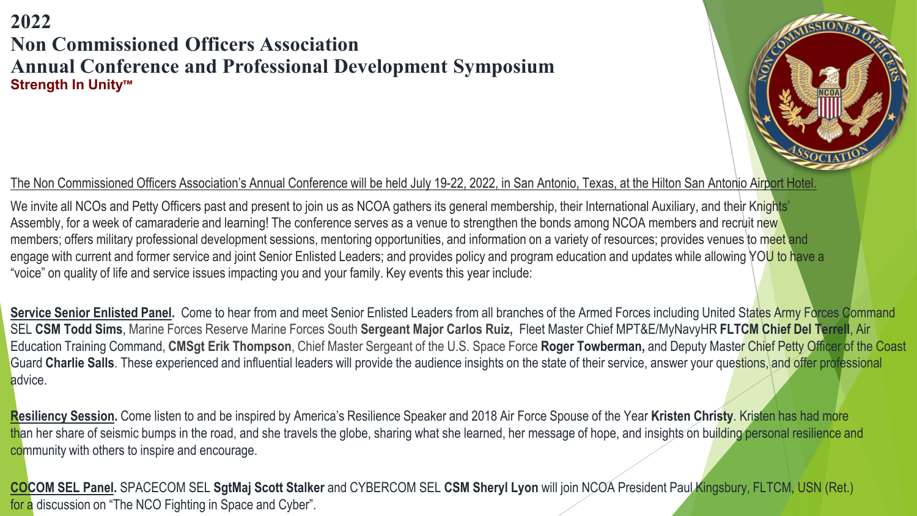# 2022
# Non Commissioned Officers Association
# Annual Conference and Professional Development Symposium

**Strength In Unity™**

The Non Commissioned Officers Association's Annual Conference will be held July 19-22, 2022, in San Antonio, Texas, at the Hilton San Antonio Airport Hotel.

We invite all NCOs and Petty Officers past and present to join us as NCOA gathers its general membership, their International Auxiliary, and their Knights' Assembly, for a week of camaraderie and learning! The conference serves as a venue to strengthen the bonds among NCOA members and recruit new members; offers military professional development sessions, mentoring opportunities, and information on a variety of resources; provides venues to meet and engage with current and former service and joint Senior Enlisted Leaders; and provides policy and program education and updates while allowing YOU to have a "voice" on quality of life and service issues impacting you and your family. Key events this year include:

**Service Senior Enlisted Panel.** Come to hear from and meet Senior Enlisted Leaders from all branches of the Armed Forces including United States Army Forces Command SEL **CSM Todd Sims**, Marine Forces Reserve Marine Forces South **Sergeant Major Carlos Ruiz,** Fleet Master Chief MPT&E/MyNavyHR **FLTCM Chief Del Terrell**, Air Education Training Command, **CMSgt Erik Thompson**, Chief Master Sergeant of the U.S. Space Force **Roger Towberman,** and Deputy Master Chief Petty Officer of the Coast Guard **Charlie Salls**. These experienced and influential leaders will provide the audience insights on the state of their service, answer your questions, and offer professional advice.

**Resiliency Session.** Come listen to and be inspired by America's Resilience Speaker and 2018 Air Force Spouse of the Year **Kristen Christy**. Kristen has had more than her share of seismic bumps in the road, and she travels the globe, sharing what she learned, her message of hope, and insights on building personal resilience and community with others to inspire and encourage.

**COCOM SEL Panel.** SPACECOM SEL **SgtMaj Scott Stalker** and CYBERCOM SEL **CSM Sheryl Lyon** will join NCOA President Paul Kingsbury, FLTCM, USN (Ret.) for a discussion on "The NCO Fighting in Space and Cyber".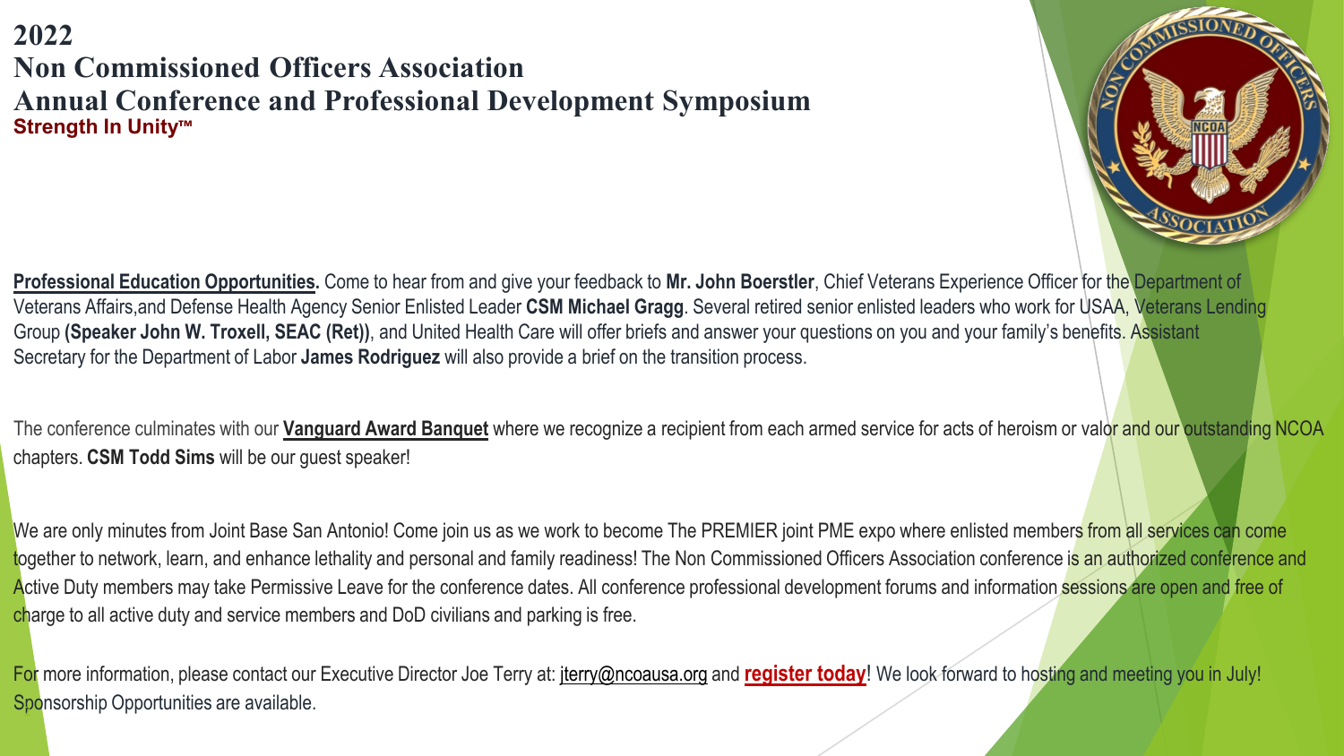# 2022
# Non Commissioned Officers Association
# Annual Conference and Professional Development Symposium

**Strength In Unity™**

**Professional Education Opportunities.** Come to hear from and give your feedback to **Mr. John Boerstler**, Chief Veterans Experience Officer for the Department of Veterans Affairs,and Defense Health Agency Senior Enlisted Leader **CSM Michael Gragg**. Several retired senior enlisted leaders who work for USAA, Veterans Lending Group **(Speaker John W. Troxell, SEAC (Ret))**, and United Health Care will offer briefs and answer your questions on you and your family's benefits. Assistant Secretary for the Department of Labor **James Rodriguez** will also provide a brief on the transition process.

The conference culminates with our **Vanguard Award Banquet** where we recognize a recipient from each armed service for acts of heroism or valor and our outstanding NCOA chapters. **CSM Todd Sims** will be our guest speaker!

We are only minutes from Joint Base San Antonio! Come join us as we work to become The PREMIER joint PME expo where enlisted members from all services can come together to network, learn, and enhance lethality and personal and family readiness! The Non Commissioned Officers Association conference is an authorized conference and Active Duty members may take Permissive Leave for the conference dates. All conference professional development forums and information sessions are open and free of charge to all active duty and service members and DoD civilians and parking is free.

For more information, please contact our Executive Director Joe Terry at: jterry@ncoausa.org and **register today**! We look forward to hosting and meeting you in July! Sponsorship Opportunities are available.